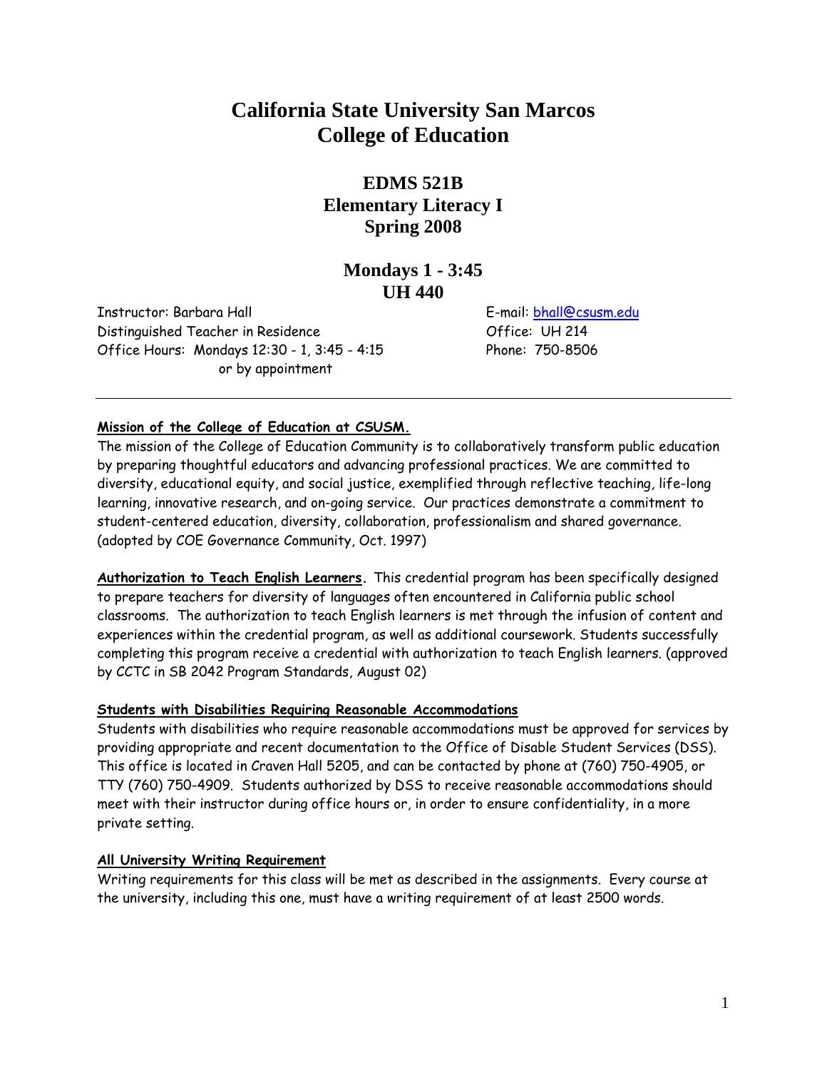# California State University San Marcos
# College of Education

## EDMS 521B
## Elementary Literacy I
## Spring 2008

## Mondays 1 - 3:45
## UH 440

Instructor: Barbara Hall
Distinguished Teacher in Residence
Office Hours: Mondays 12:30 - 1, 3:45 - 4:15
or by appointment

E-mail: bhall@csusm.edu
Office: UH 214
Phone: 750-8506

---

**Mission of the College of Education at CSUSM.**

The mission of the College of Education Community is to collaboratively transform public education by preparing thoughtful educators and advancing professional practices. We are committed to diversity, educational equity, and social justice, exemplified through reflective teaching, life-long learning, innovative research, and on-going service. Our practices demonstrate a commitment to student-centered education, diversity, collaboration, professionalism and shared governance. (adopted by COE Governance Community, Oct. 1997)

**Authorization to Teach English Learners.** This credential program has been specifically designed to prepare teachers for diversity of languages often encountered in California public school classrooms. The authorization to teach English learners is met through the infusion of content and experiences within the credential program, as well as additional coursework. Students successfully completing this program receive a credential with authorization to teach English learners. (approved by CCTC in SB 2042 Program Standards, August 02)

**Students with Disabilities Requiring Reasonable Accommodations**

Students with disabilities who require reasonable accommodations must be approved for services by providing appropriate and recent documentation to the Office of Disable Student Services (DSS). This office is located in Craven Hall 5205, and can be contacted by phone at (760) 750-4905, or TTY (760) 750-4909. Students authorized by DSS to receive reasonable accommodations should meet with their instructor during office hours or, in order to ensure confidentiality, in a more private setting.

**All University Writing Requirement**

Writing requirements for this class will be met as described in the assignments. Every course at the university, including this one, must have a writing requirement of at least 2500 words.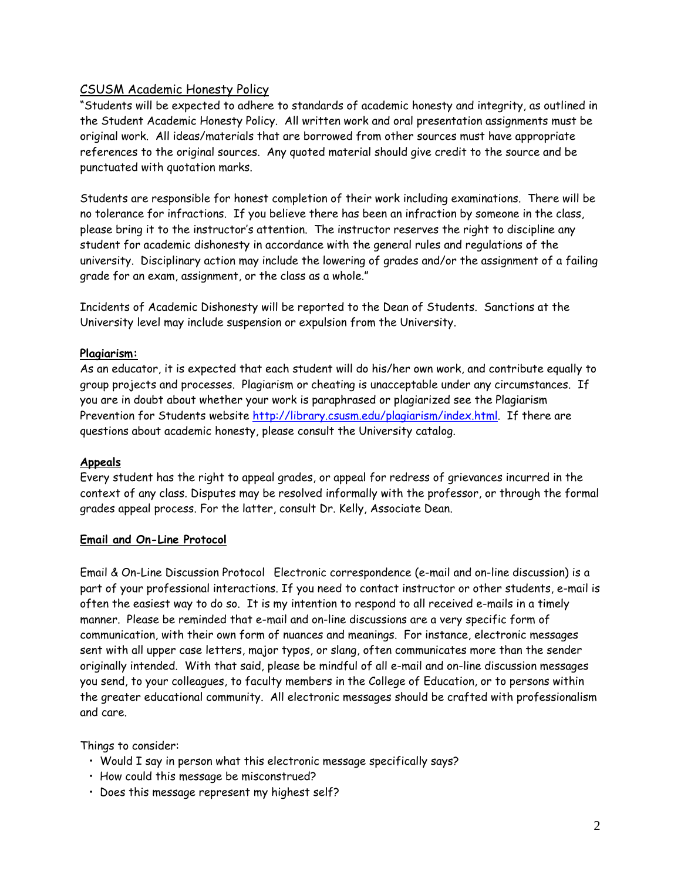## CSUSM Academic Honesty Policy

"Students will be expected to adhere to standards of academic honesty and integrity, as outlined in the Student Academic Honesty Policy. All written work and oral presentation assignments must be original work. All ideas/materials that are borrowed from other sources must have appropriate references to the original sources. Any quoted material should give credit to the source and be punctuated with quotation marks.

Students are responsible for honest completion of their work including examinations. There will be no tolerance for infractions. If you believe there has been an infraction by someone in the class, please bring it to the instructor's attention. The instructor reserves the right to discipline any student for academic dishonesty in accordance with the general rules and regulations of the university. Disciplinary action may include the lowering of grades and/or the assignment of a failing grade for an exam, assignment, or the class as a whole."

Incidents of Academic Dishonesty will be reported to the Dean of Students. Sanctions at the University level may include suspension or expulsion from the University.

### Plagiarism:

As an educator, it is expected that each student will do his/her own work, and contribute equally to group projects and processes. Plagiarism or cheating is unacceptable under any circumstances. If you are in doubt about whether your work is paraphrased or plagiarized see the Plagiarism Prevention for Students website http://library.csusm.edu/plagiarism/index.html. If there are questions about academic honesty, please consult the University catalog.

### Appeals

Every student has the right to appeal grades, or appeal for redress of grievances incurred in the context of any class. Disputes may be resolved informally with the professor, or through the formal grades appeal process. For the latter, consult Dr. Kelly, Associate Dean.

### Email and On-Line Protocol

Email & On-Line Discussion Protocol Electronic correspondence (e-mail and on-line discussion) is a part of your professional interactions. If you need to contact instructor or other students, e-mail is often the easiest way to do so. It is my intention to respond to all received e-mails in a timely manner. Please be reminded that e-mail and on-line discussions are a very specific form of communication, with their own form of nuances and meanings. For instance, electronic messages sent with all upper case letters, major typos, or slang, often communicates more than the sender originally intended. With that said, please be mindful of all e-mail and on-line discussion messages you send, to your colleagues, to faculty members in the College of Education, or to persons within the greater educational community. All electronic messages should be crafted with professionalism and care.

Things to consider:

- Would I say in person what this electronic message specifically says?
- How could this message be misconstrued?
- Does this message represent my highest self?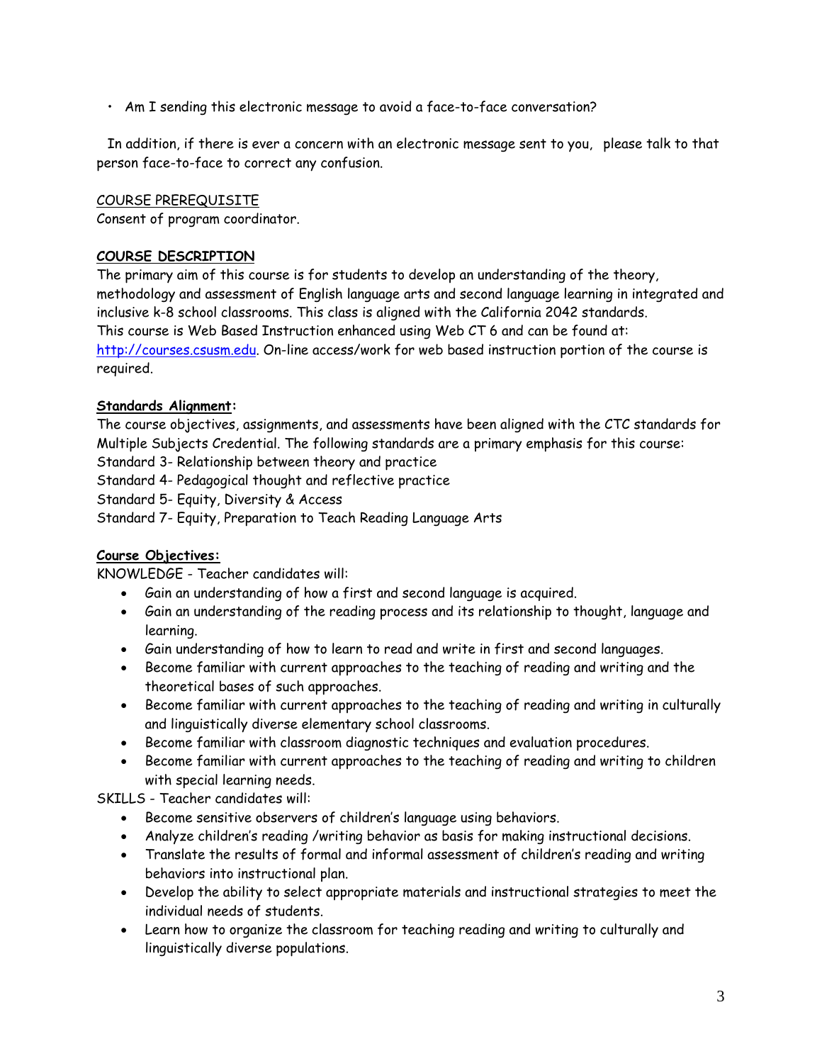- Am I sending this electronic message to avoid a face-to-face conversation?

In addition, if there is ever a concern with an electronic message sent to you, please talk to that person face-to-face to correct any confusion.

COURSE PREREQUISITE

Consent of program coordinator.

**COURSE DESCRIPTION**

The primary aim of this course is for students to develop an understanding of the theory, methodology and assessment of English language arts and second language learning in integrated and inclusive k-8 school classrooms. This class is aligned with the California 2042 standards. This course is Web Based Instruction enhanced using Web CT 6 and can be found at: http://courses.csusm.edu. On-line access/work for web based instruction portion of the course is required.

**Standards Alignment:**

The course objectives, assignments, and assessments have been aligned with the CTC standards for Multiple Subjects Credential. The following standards are a primary emphasis for this course:

Standard 3- Relationship between theory and practice

Standard 4- Pedagogical thought and reflective practice

Standard 5- Equity, Diversity & Access

Standard 7- Equity, Preparation to Teach Reading Language Arts

**Course Objectives:**

KNOWLEDGE - Teacher candidates will:

- Gain an understanding of how a first and second language is acquired.
- Gain an understanding of the reading process and its relationship to thought, language and learning.
- Gain understanding of how to learn to read and write in first and second languages.
- Become familiar with current approaches to the teaching of reading and writing and the theoretical bases of such approaches.
- Become familiar with current approaches to the teaching of reading and writing in culturally and linguistically diverse elementary school classrooms.
- Become familiar with classroom diagnostic techniques and evaluation procedures.
- Become familiar with current approaches to the teaching of reading and writing to children with special learning needs.

SKILLS - Teacher candidates will:

- Become sensitive observers of children's language using behaviors.
- Analyze children's reading /writing behavior as basis for making instructional decisions.
- Translate the results of formal and informal assessment of children's reading and writing behaviors into instructional plan.
- Develop the ability to select appropriate materials and instructional strategies to meet the individual needs of students.
- Learn how to organize the classroom for teaching reading and writing to culturally and linguistically diverse populations.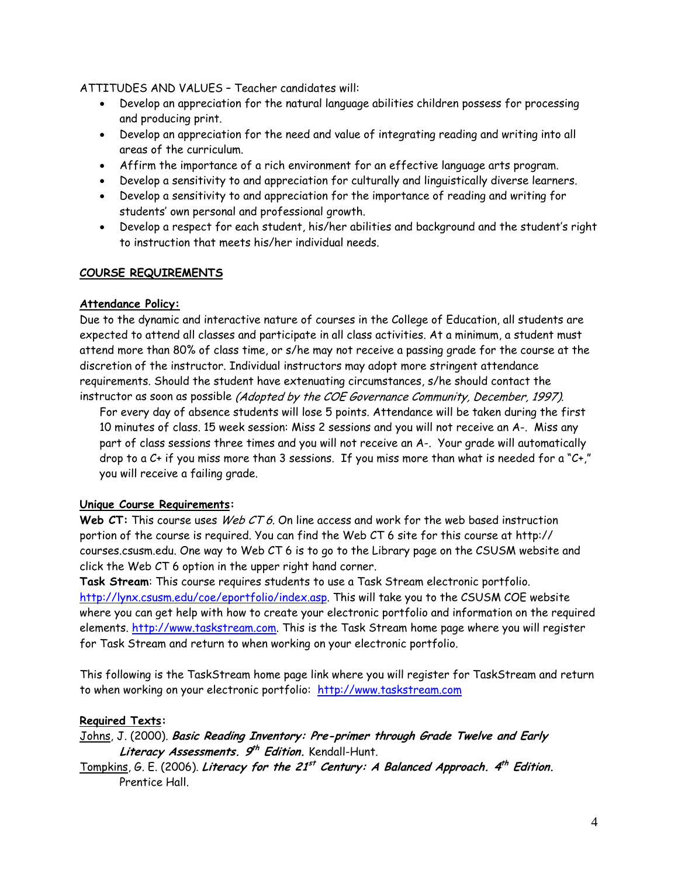ATTITUDES AND VALUES – Teacher candidates will:

- Develop an appreciation for the natural language abilities children possess for processing and producing print.
- Develop an appreciation for the need and value of integrating reading and writing into all areas of the curriculum.
- Affirm the importance of a rich environment for an effective language arts program.
- Develop a sensitivity to and appreciation for culturally and linguistically diverse learners.
- Develop a sensitivity to and appreciation for the importance of reading and writing for students' own personal and professional growth.
- Develop a respect for each student, his/her abilities and background and the student's right to instruction that meets his/her individual needs.

## COURSE REQUIREMENTS

### Attendance Policy:

Due to the dynamic and interactive nature of courses in the College of Education, all students are expected to attend all classes and participate in all class activities. At a minimum, a student must attend more than 80% of class time, or s/he may not receive a passing grade for the course at the discretion of the instructor. Individual instructors may adopt more stringent attendance requirements. Should the student have extenuating circumstances, s/he should contact the instructor as soon as possible *(Adopted by the COE Governance Community, December, 1997).*

For every day of absence students will lose 5 points. Attendance will be taken during the first 10 minutes of class. 15 week session: Miss 2 sessions and you will not receive an A-. Miss any part of class sessions three times and you will not receive an A-. Your grade will automatically drop to a C+ if you miss more than 3 sessions. If you miss more than what is needed for a "C+," you will receive a failing grade.

### Unique Course Requirements:

**Web CT:** This course uses *Web CT 6*. On line access and work for the web based instruction portion of the course is required. You can find the Web CT 6 site for this course at http://courses.csusm.edu. One way to Web CT 6 is to go to the Library page on the CSUSM website and click the Web CT 6 option in the upper right hand corner.

**Task Stream**: This course requires students to use a Task Stream electronic portfolio. http://lynx.csusm.edu/coe/eportfolio/index.asp. This will take you to the CSUSM COE website where you can get help with how to create your electronic portfolio and information on the required elements. http://www.taskstream.com. This is the Task Stream home page where you will register for Task Stream and return to when working on your electronic portfolio.

This following is the TaskStream home page link where you will register for TaskStream and return to when working on your electronic portfolio: http://www.taskstream.com

### Required Texts:

Johns, J. (2000). ***Basic Reading Inventory: Pre-primer through Grade Twelve and Early Literacy Assessments. 9th Edition.*** Kendall-Hunt.

Tompkins, G. E. (2006). ***Literacy for the 21st Century: A Balanced Approach. 4th Edition.*** Prentice Hall.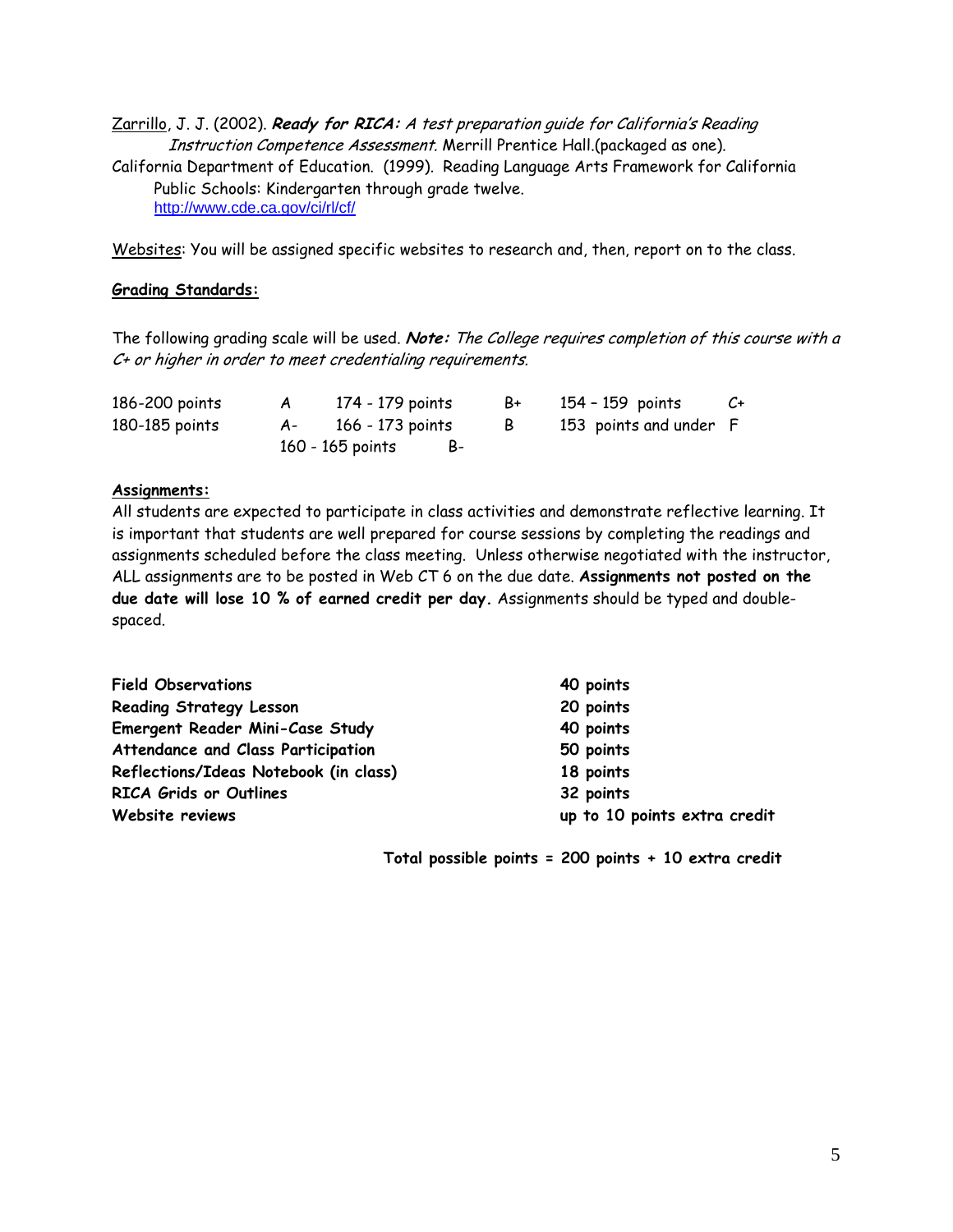Zarrillo, J. J. (2002). ***Ready for RICA:*** *A test preparation guide for California's Reading Instruction Competence Assessment.* Merrill Prentice Hall.(packaged as one).

California Department of Education. (1999). Reading Language Arts Framework for California Public Schools: Kindergarten through grade twelve. http://www.cde.ca.gov/ci/rl/cf/

Websites: You will be assigned specific websites to research and, then, report on to the class.

**Grading Standards:**

The following grading scale will be used. ***Note:*** *The College requires completion of this course with a C+ or higher in order to meet credentialing requirements.*

| Points | Grade | Points | Grade | Points | Grade |
|---|---|---|---|---|---|
| 186-200 points | A | 174 - 179 points | B+ | 154 – 159 points | C+ |
| 180-185 points | A- | 166 - 173 points | B | 153 points and under | F |
| | | 160 - 165 points | B- | | |

**Assignments:**

All students are expected to participate in class activities and demonstrate reflective learning. It is important that students are well prepared for course sessions by completing the readings and assignments scheduled before the class meeting. Unless otherwise negotiated with the instructor, ALL assignments are to be posted in Web CT 6 on the due date. **Assignments not posted on the due date will lose 10 % of earned credit per day.** Assignments should be typed and double-spaced.

| Assignment | Points |
|---|---|
| **Field Observations** | **40 points** |
| **Reading Strategy Lesson** | **20 points** |
| **Emergent Reader Mini-Case Study** | **40 points** |
| **Attendance and Class Participation** | **50 points** |
| **Reflections/Ideas Notebook (in class)** | **18 points** |
| **RICA Grids or Outlines** | **32 points** |
| **Website reviews** | **up to 10 points extra credit** |

**Total possible points = 200 points + 10 extra credit**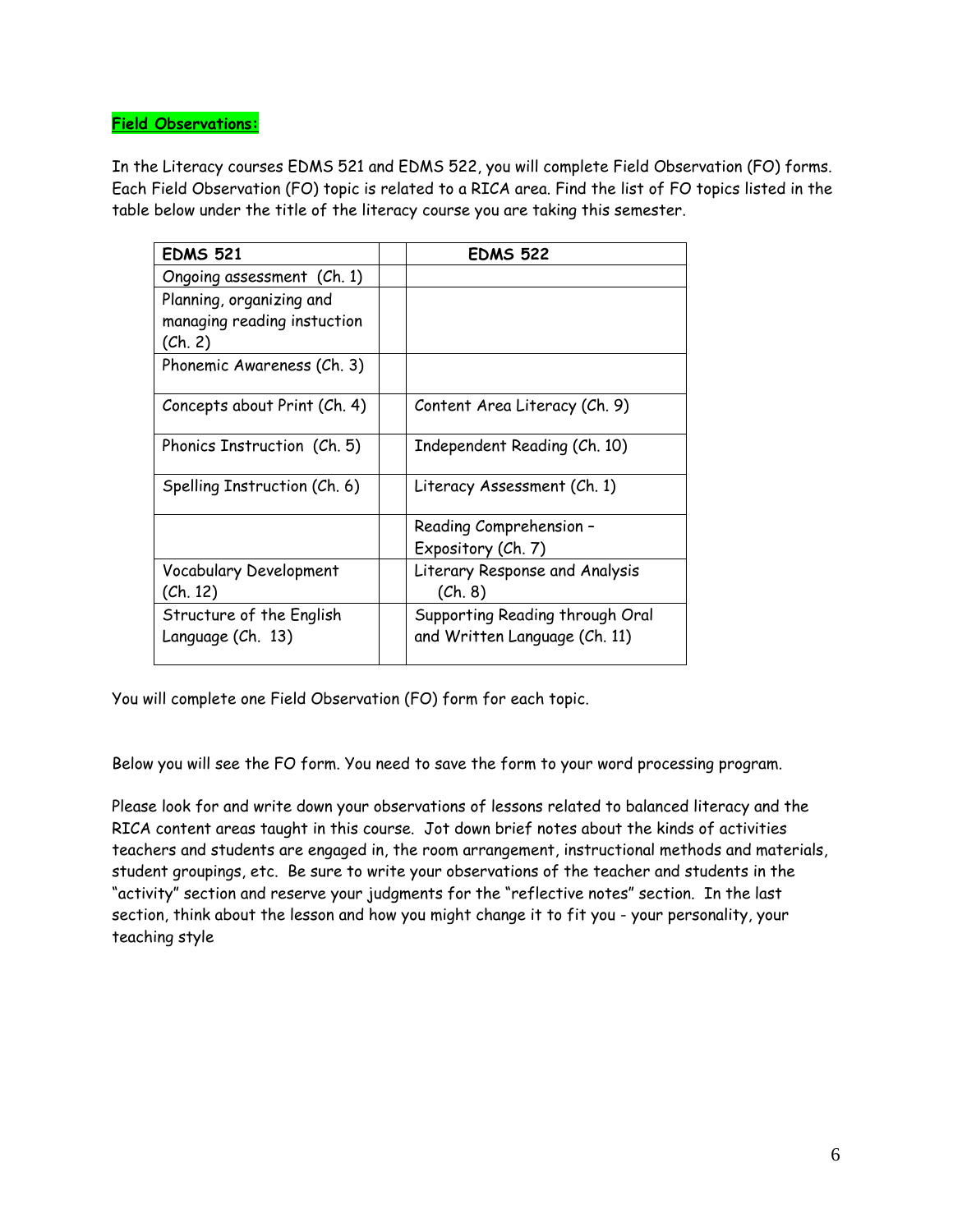**Field Observations:**

In the Literacy courses EDMS 521 and EDMS 522, you will complete Field Observation (FO) forms. Each Field Observation (FO) topic is related to a RICA area. Find the list of FO topics listed in the table below under the title of the literacy course you are taking this semester.

| EDMS 521 | | EDMS 522 |
|---|---|---|
| Ongoing assessment (Ch. 1) | | |
| Planning, organizing and managing reading instuction (Ch. 2) | | |
| Phonemic Awareness (Ch. 3) | | |
| Concepts about Print (Ch. 4) | | Content Area Literacy (Ch. 9) |
| Phonics Instruction (Ch. 5) | | Independent Reading (Ch. 10) |
| Spelling Instruction (Ch. 6) | | Literacy Assessment (Ch. 1) |
| | | Reading Comprehension – Expository (Ch. 7) |
| Vocabulary Development (Ch. 12) | | Literary Response and Analysis (Ch. 8) |
| Structure of the English Language (Ch. 13) | | Supporting Reading through Oral and Written Language (Ch. 11) |

You will complete one Field Observation (FO) form for each topic.

Below you will see the FO form. You need to save the form to your word processing program.

Please look for and write down your observations of lessons related to balanced literacy and the RICA content areas taught in this course. Jot down brief notes about the kinds of activities teachers and students are engaged in, the room arrangement, instructional methods and materials, student groupings, etc. Be sure to write your observations of the teacher and students in the "activity" section and reserve your judgments for the "reflective notes" section. In the last section, think about the lesson and how you might change it to fit you - your personality, your teaching style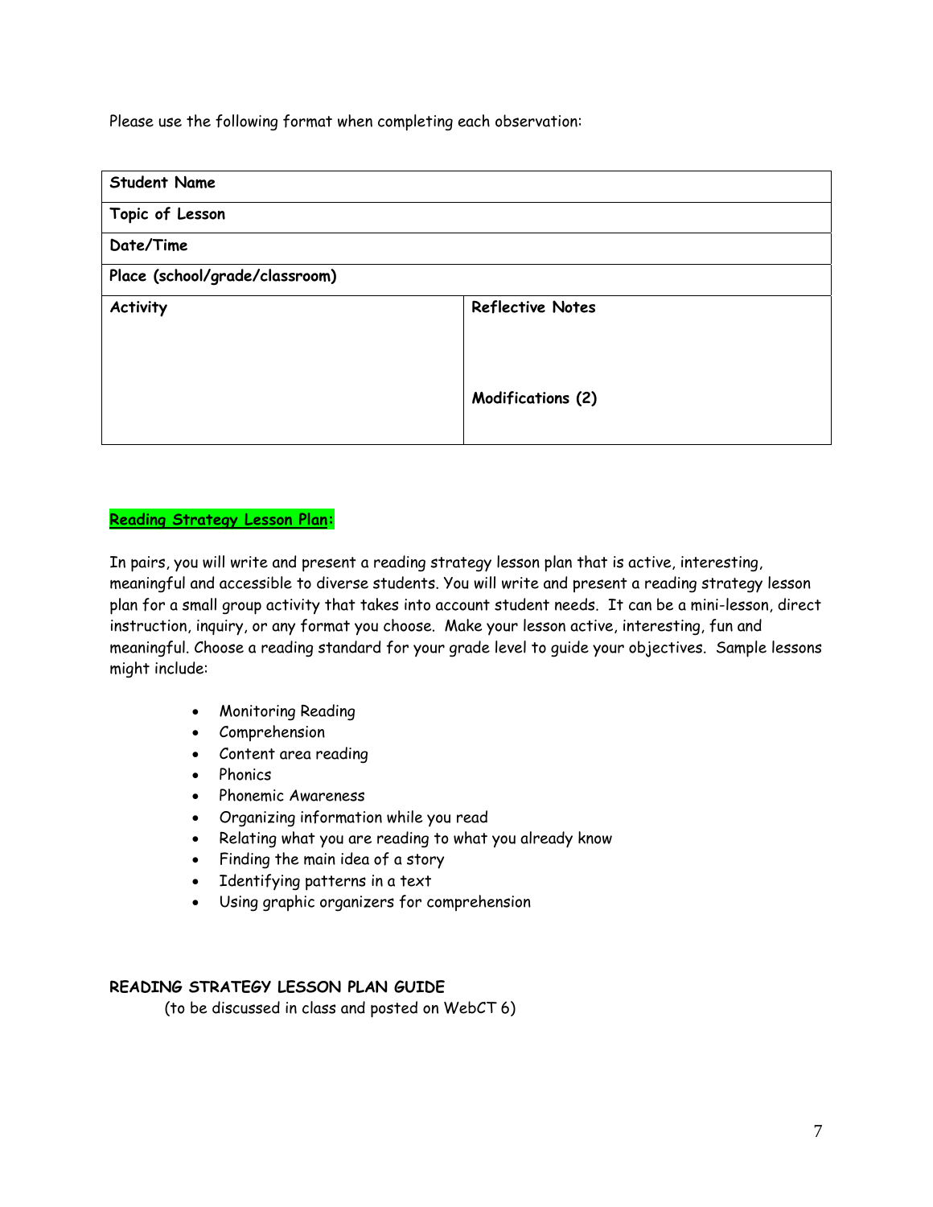Please use the following format when completing each observation:

| **Student Name** | |
|---|---|
| **Topic of Lesson** | |
| **Date/Time** | |
| **Place (school/grade/classroom)** | |
| **Activity** | **Reflective Notes**<br><br><br>**Modifications (2)** |

**Reading Strategy Lesson Plan:**

In pairs, you will write and present a reading strategy lesson plan that is active, interesting, meaningful and accessible to diverse students. You will write and present a reading strategy lesson plan for a small group activity that takes into account student needs. It can be a mini-lesson, direct instruction, inquiry, or any format you choose. Make your lesson active, interesting, fun and meaningful. Choose a reading standard for your grade level to guide your objectives. Sample lessons might include:

- Monitoring Reading
- Comprehension
- Content area reading
- Phonics
- Phonemic Awareness
- Organizing information while you read
- Relating what you are reading to what you already know
- Finding the main idea of a story
- Identifying patterns in a text
- Using graphic organizers for comprehension

**READING STRATEGY LESSON PLAN GUIDE**
(to be discussed in class and posted on WebCT 6)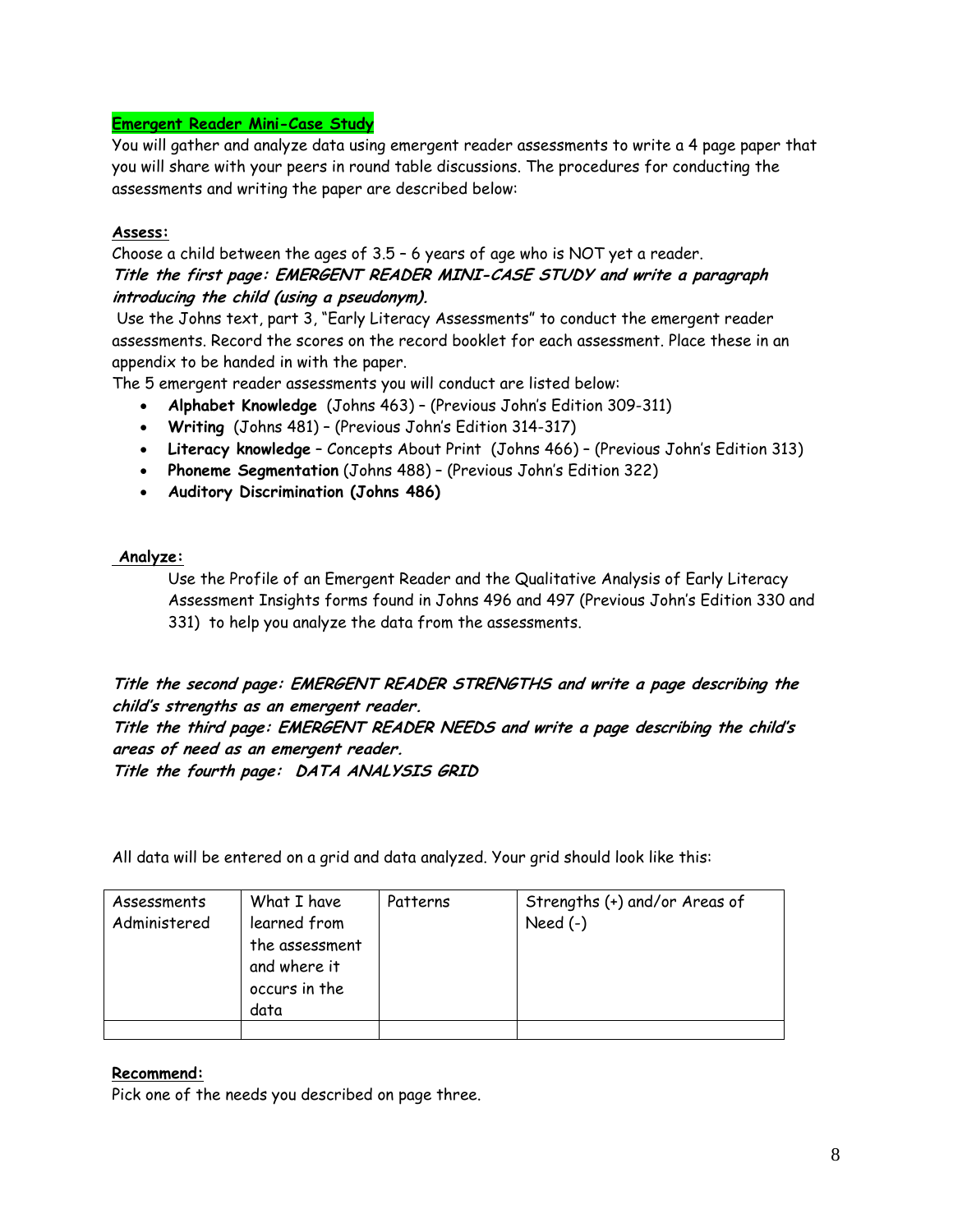## **Emergent Reader Mini-Case Study**

You will gather and analyze data using emergent reader assessments to write a 4 page paper that you will share with your peers in round table discussions. The procedures for conducting the assessments and writing the paper are described below:

### **Assess:**

Choose a child between the ages of 3.5 – 6 years of age who is NOT yet a reader.

***Title the first page: EMERGENT READER MINI-CASE STUDY and write a paragraph introducing the child (using a pseudonym).***

Use the Johns text, part 3, "Early Literacy Assessments" to conduct the emergent reader assessments. Record the scores on the record booklet for each assessment. Place these in an appendix to be handed in with the paper.

The 5 emergent reader assessments you will conduct are listed below:

- **Alphabet Knowledge** (Johns 463) – (Previous John's Edition 309-311)
- **Writing** (Johns 481) – (Previous John's Edition 314-317)
- **Literacy knowledge** – Concepts About Print (Johns 466) – (Previous John's Edition 313)
- **Phoneme Segmentation** (Johns 488) – (Previous John's Edition 322)
- **Auditory Discrimination (Johns 486)**

### **Analyze:**

Use the Profile of an Emergent Reader and the Qualitative Analysis of Early Literacy Assessment Insights forms found in Johns 496 and 497 (Previous John's Edition 330 and 331) to help you analyze the data from the assessments.

***Title the second page: EMERGENT READER STRENGTHS and write a page describing the child's strengths as an emergent reader.***

***Title the third page: EMERGENT READER NEEDS and write a page describing the child's areas of need as an emergent reader.***

***Title the fourth page: DATA ANALYSIS GRID***

All data will be entered on a grid and data analyzed. Your grid should look like this:

| Assessments Administered | What I have learned from the assessment and where it occurs in the data | Patterns | Strengths (+) and/or Areas of Need (-) |
|---|---|---|---|
| | | | |

### **Recommend:**

Pick one of the needs you described on page three.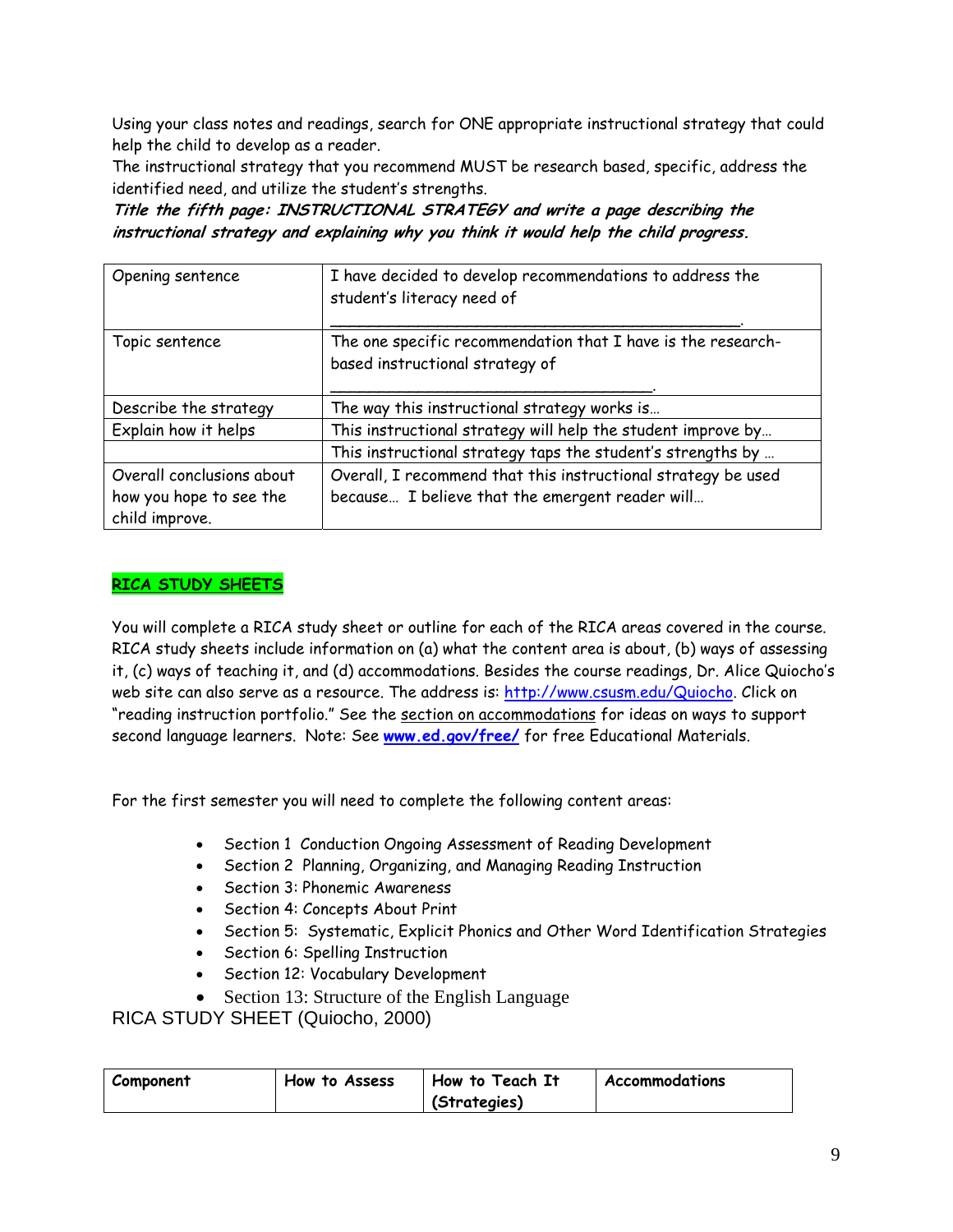Using your class notes and readings, search for ONE appropriate instructional strategy that could help the child to develop as a reader.

The instructional strategy that you recommend MUST be research based, specific, address the identified need, and utilize the student's strengths.

***Title the fifth page: INSTRUCTIONAL STRATEGY and write a page describing the instructional strategy and explaining why you think it would help the child progress.***

| | |
|---|---|
| Opening sentence | I have decided to develop recommendations to address the student's literacy need of ___________________________________________. |
| Topic sentence | The one specific recommendation that I have is the research-based instructional strategy of _________________________________. |
| Describe the strategy | The way this instructional strategy works is… |
| Explain how it helps | This instructional strategy will help the student improve by… |
| | This instructional strategy taps the student's strengths by … |
| Overall conclusions about how you hope to see the child improve. | Overall, I recommend that this instructional strategy be used because… I believe that the emergent reader will… |

## RICA STUDY SHEETS

You will complete a RICA study sheet or outline for each of the RICA areas covered in the course. RICA study sheets include information on (a) what the content area is about, (b) ways of assessing it, (c) ways of teaching it, and (d) accommodations. Besides the course readings, Dr. Alice Quiocho's web site can also serve as a resource. The address is: http://www.csusm.edu/Quiocho. Click on "reading instruction portfolio." See the section on accommodations for ideas on ways to support second language learners. Note: See **www.ed.gov/free/** for free Educational Materials.

For the first semester you will need to complete the following content areas:

- Section 1 Conduction Ongoing Assessment of Reading Development
- Section 2 Planning, Organizing, and Managing Reading Instruction
- Section 3: Phonemic Awareness
- Section 4: Concepts About Print
- Section 5: Systematic, Explicit Phonics and Other Word Identification Strategies
- Section 6: Spelling Instruction
- Section 12: Vocabulary Development
- Section 13: Structure of the English Language

RICA STUDY SHEET (Quiocho, 2000)

| **Component** | **How to Assess** | **How to Teach It (Strategies)** | **Accommodations** |
|---|---|---|---|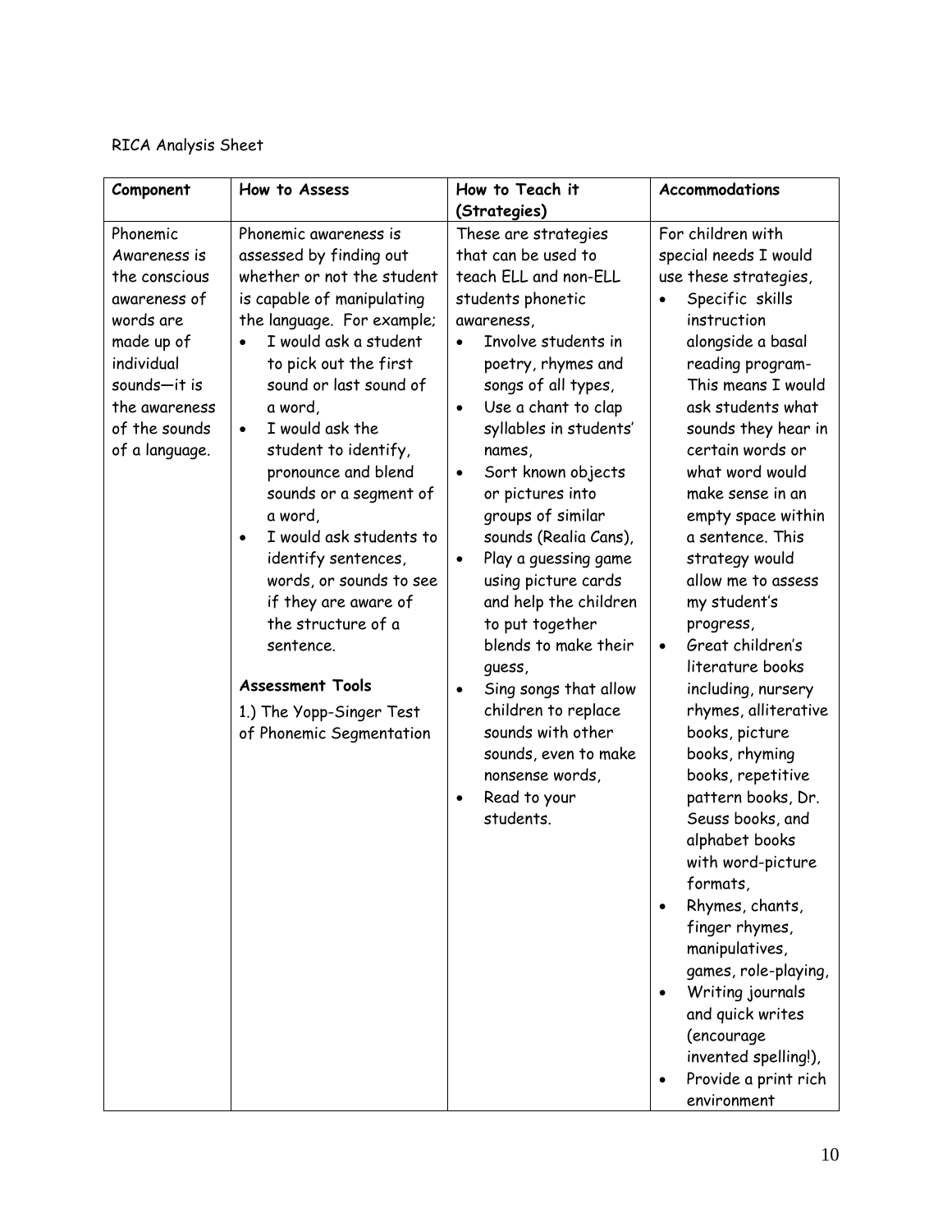RICA Analysis Sheet

| **Component** | **How to Assess** | **How to Teach it (Strategies)** | **Accommodations** |
|---|---|---|---|
| Phonemic Awareness is the conscious awareness of words are made up of individual sounds—it is the awareness of the sounds of a language. | Phonemic awareness is assessed by finding out whether or not the student is capable of manipulating the language. For example;<br>• I would ask a student to pick out the first sound or last sound of a word,<br>• I would ask the student to identify, pronounce and blend sounds or a segment of a word,<br>• I would ask students to identify sentences, words, or sounds to see if they are aware of the structure of a sentence.<br><br>**Assessment Tools**<br>1.) The Yopp-Singer Test of Phonemic Segmentation | These are strategies that can be used to teach ELL and non-ELL students phonetic awareness,<br>• Involve students in poetry, rhymes and songs of all types,<br>• Use a chant to clap syllables in students' names,<br>• Sort known objects or pictures into groups of similar sounds (Realia Cans),<br>• Play a guessing game using picture cards and help the children to put together blends to make their guess,<br>• Sing songs that allow children to replace sounds with other sounds, even to make nonsense words,<br>• Read to your students. | For children with special needs I would use these strategies,<br>• Specific skills instruction alongside a basal reading program- This means I would ask students what sounds they hear in certain words or what word would make sense in an empty space within a sentence. This strategy would allow me to assess my student's progress,<br>• Great children's literature books including, nursery rhymes, alliterative books, picture books, rhyming books, repetitive pattern books, Dr. Seuss books, and alphabet books with word-picture formats,<br>• Rhymes, chants, finger rhymes, manipulatives, games, role-playing,<br>• Writing journals and quick writes (encourage invented spelling!),<br>• Provide a print rich environment |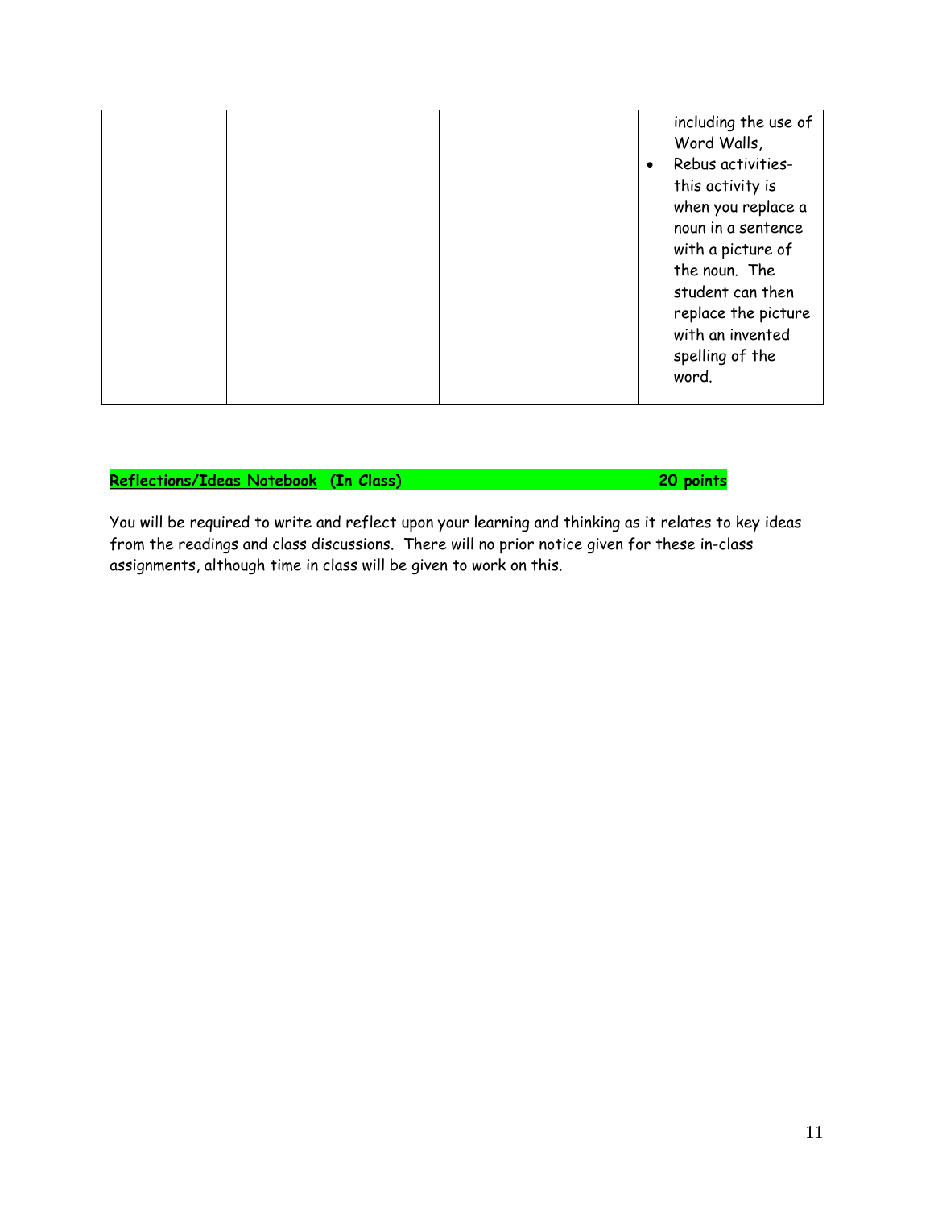| | | | |
|---|---|---|---|
| | | | including the use of Word Walls,<br>• Rebus activities- this activity is when you replace a noun in a sentence with a picture of the noun. The student can then replace the picture with an invented spelling of the word. |

**Reflections/Ideas Notebook (In Class) 20 points**

You will be required to write and reflect upon your learning and thinking as it relates to key ideas from the readings and class discussions. There will no prior notice given for these in-class assignments, although time in class will be given to work on this.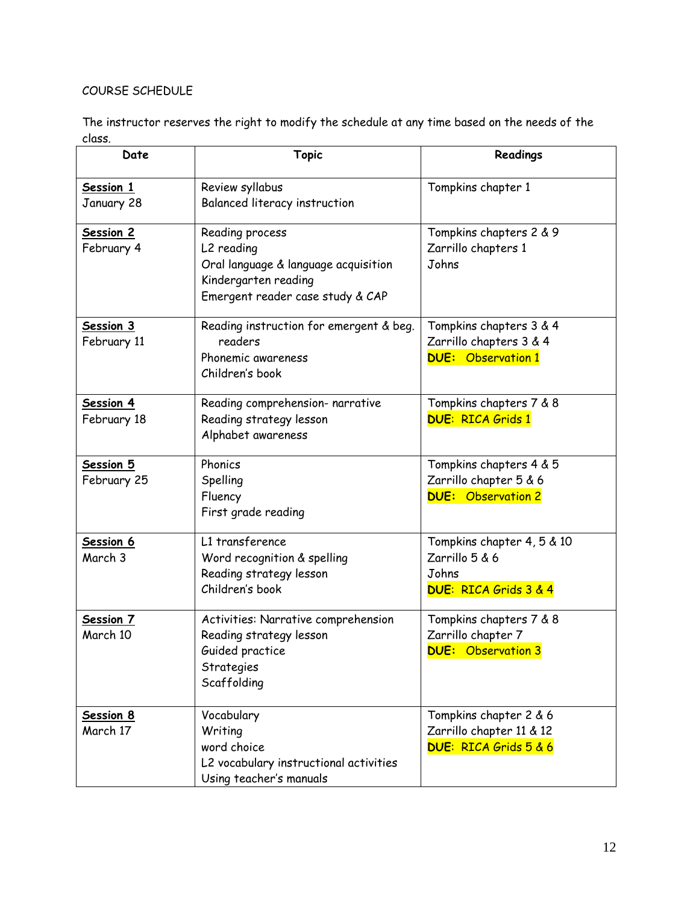COURSE SCHEDULE

The instructor reserves the right to modify the schedule at any time based on the needs of the class.

| Date | Topic | Readings |
|---|---|---|
| **Session 1**<br>January 28 | Review syllabus<br>Balanced literacy instruction | Tompkins chapter 1 |
| **Session 2**<br>February 4 | Reading process<br>L2 reading<br>Oral language & language acquisition<br>Kindergarten reading<br>Emergent reader case study & CAP | Tompkins chapters 2 & 9<br>Zarrillo chapters 1<br>Johns |
| **Session 3**<br>February 11 | Reading instruction for emergent & beg. readers<br>Phonemic awareness<br>Children's book | Tompkins chapters 3 & 4<br>Zarrillo chapters 3 & 4<br>**DUE:** Observation 1 |
| **Session 4**<br>February 18 | Reading comprehension- narrative<br>Reading strategy lesson<br>Alphabet awareness | Tompkins chapters 7 & 8<br>**DUE:** RICA Grids 1 |
| **Session 5**<br>February 25 | Phonics<br>Spelling<br>Fluency<br>First grade reading | Tompkins chapters 4 & 5<br>Zarrillo chapter 5 & 6<br>**DUE:** Observation 2 |
| **Session 6**<br>March 3 | L1 transference<br>Word recognition & spelling<br>Reading strategy lesson<br>Children's book | Tompkins chapter 4, 5 & 10<br>Zarrillo 5 & 6<br>Johns<br>**DUE:** RICA Grids 3 & 4 |
| **Session 7**<br>March 10 | Activities: Narrative comprehension<br>Reading strategy lesson<br>Guided practice<br>Strategies<br>Scaffolding | Tompkins chapters 7 & 8<br>Zarrillo chapter 7<br>**DUE:** Observation 3 |
| **Session 8**<br>March 17 | Vocabulary<br>Writing<br>word choice<br>L2 vocabulary instructional activities<br>Using teacher's manuals | Tompkins chapter 2 & 6<br>Zarrillo chapter 11 & 12<br>**DUE:** RICA Grids 5 & 6 |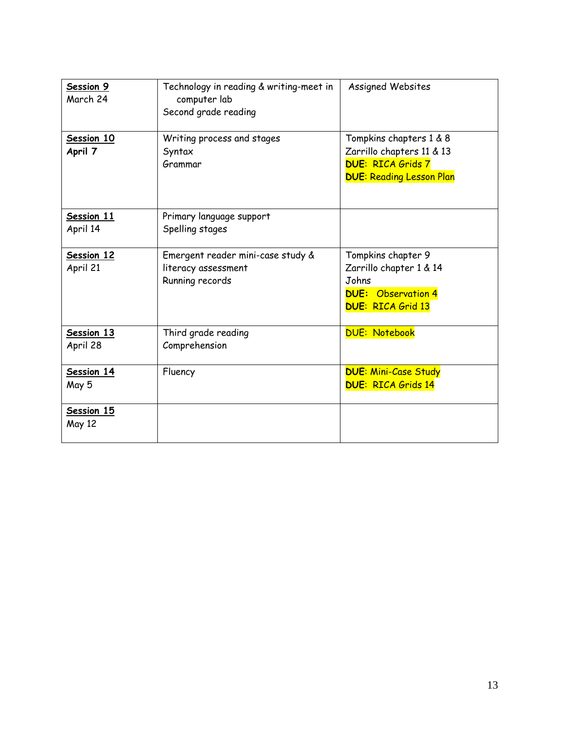| **Session 9** March 24 | Technology in reading & writing-meet in computer lab<br>Second grade reading | Assigned Websites |
|---|---|---|
| **Session 10** **April 7** | Writing process and stages<br>Syntax<br>Grammar | Tompkins chapters 1 & 8<br>Zarrillo chapters 11 & 13<br>**DUE**: RICA Grids 7<br>**DUE**: Reading Lesson Plan |
| **Session 11** April 14 | Primary language support<br>Spelling stages | |
| **Session 12** April 21 | Emergent reader mini-case study & literacy assessment<br>Running records | Tompkins chapter 9<br>Zarrillo chapter 1 & 14<br>Johns<br>**DUE**: Observation 4<br>**DUE**: RICA Grid 13 |
| **Session 13** April 28 | Third grade reading<br>Comprehension | DUE: Notebook |
| **Session 14** May 5 | Fluency | **DUE**: Mini-Case Study<br>**DUE**: RICA Grids 14 |
| **Session 15** May 12 | | |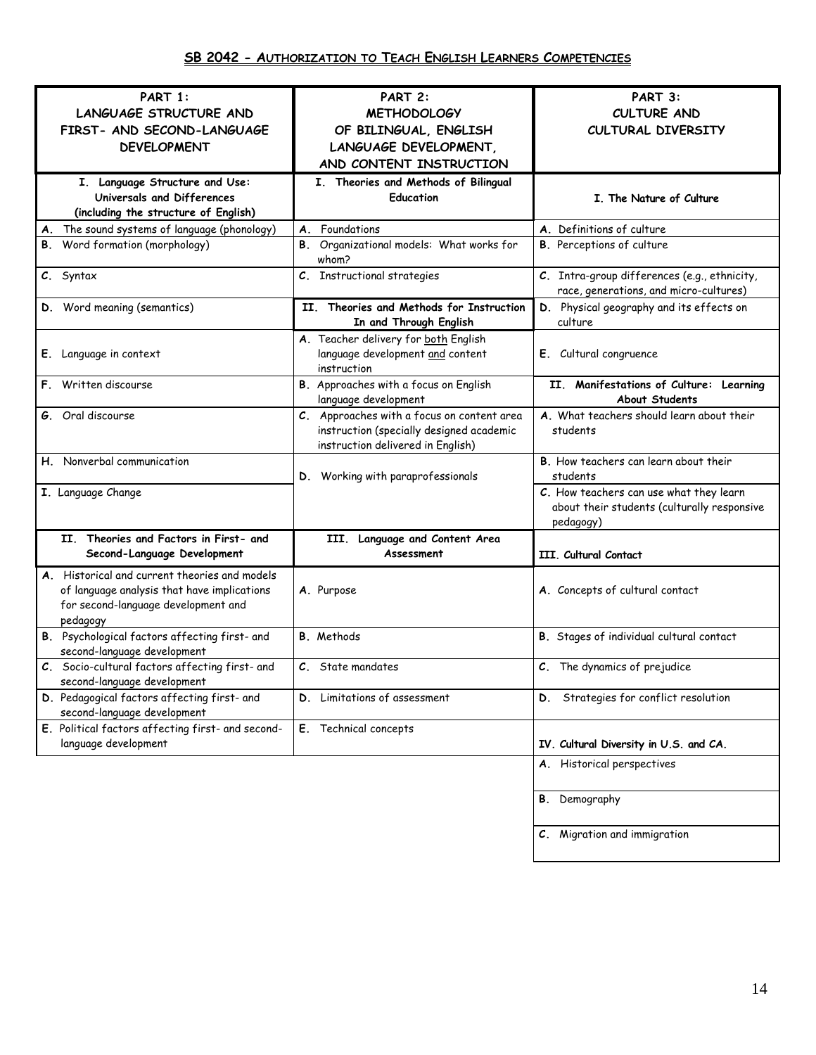## SB 2042 - Authorization to Teach English Learners Competencies

| PART 1: LANGUAGE STRUCTURE AND FIRST- AND SECOND-LANGUAGE DEVELOPMENT | PART 2: METHODOLOGY OF BILINGUAL, ENGLISH LANGUAGE DEVELOPMENT, AND CONTENT INSTRUCTION | PART 3: CULTURE AND CULTURAL DIVERSITY |
|---|---|---|
| **I. Language Structure and Use: Universals and Differences (including the structure of English)** | **I. Theories and Methods of Bilingual Education** | **I. The Nature of Culture** |
| **A.** The sound systems of language (phonology) | **A.** Foundations | **A.** Definitions of culture |
| **B.** Word formation (morphology) | **B.** Organizational models: What works for whom? | **B.** Perceptions of culture |
| **C.** Syntax | **C.** Instructional strategies | **C.** Intra-group differences (e.g., ethnicity, race, generations, and micro-cultures) |
| **D.** Word meaning (semantics) | **II. Theories and Methods for Instruction In and Through English** | **D.** Physical geography and its effects on culture |
| **E.** Language in context | **A.** Teacher delivery for both English language development and content instruction | **E.** Cultural congruence |
| **F.** Written discourse | **B.** Approaches with a focus on English language development | **II. Manifestations of Culture: Learning About Students** |
| **G.** Oral discourse | **C.** Approaches with a focus on content area instruction (specially designed academic instruction delivered in English) | **A.** What teachers should learn about their students |
| **H.** Nonverbal communication | **D.** Working with paraprofessionals | **B.** How teachers can learn about their students |
| **I.** Language Change | | **C.** How teachers can use what they learn about their students (culturally responsive pedagogy) |
| **II. Theories and Factors in First- and Second-Language Development** | **III. Language and Content Area Assessment** | **III. Cultural Contact** |
| **A.** Historical and current theories and models of language analysis that have implications for second-language development and pedagogy | **A.** Purpose | **A.** Concepts of cultural contact |
| **B.** Psychological factors affecting first- and second-language development | **B.** Methods | **B.** Stages of individual cultural contact |
| **C.** Socio-cultural factors affecting first- and second-language development | **C.** State mandates | **C.** The dynamics of prejudice |
| **D.** Pedagogical factors affecting first- and second-language development | **D.** Limitations of assessment | **D.** Strategies for conflict resolution |
| **E.** Political factors affecting first- and second-language development | **E.** Technical concepts | **IV. Cultural Diversity in U.S. and CA.** |
| | | **A.** Historical perspectives |
| | | **B.** Demography |
| | | **C.** Migration and immigration |